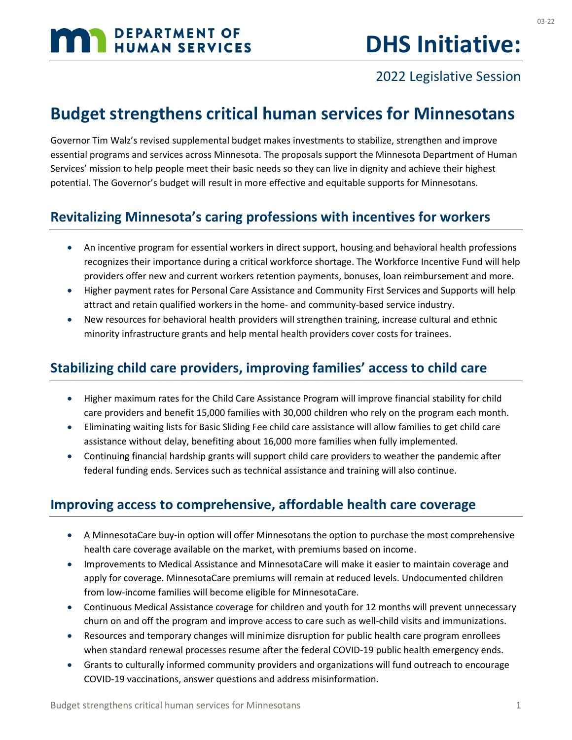# DHS Initiative:

2022 Legislative Session

## Budget strengthens critical human services for Minnesotans

Governor Tim Walz's revised supplemental budget makes investments to stabilize, strengthen and improve essential programs and services across Minnesota. The proposals support the Minnesota Department of Human Services' mission to help people meet their basic needs so they can live in dignity and achieve their highest potential. The Governor's budget will result in more effective and equitable supports for Minnesotans.

### Revitalizing Minnesota's caring professions with incentives for workers

- An incentive program for essential workers in direct support, housing and behavioral health professions recognizes their importance during a critical workforce shortage. The Workforce Incentive Fund will help providers offer new and current workers retention payments, bonuses, loan reimbursement and more.
- Higher payment rates for Personal Care Assistance and Community First Services and Supports will help attract and retain qualified workers in the home- and community-based service industry.
- New resources for behavioral health providers will strengthen training, increase cultural and ethnic minority infrastructure grants and help mental health providers cover costs for trainees.

### Stabilizing child care providers, improving families' access to child care

- Higher maximum rates for the Child Care Assistance Program will improve financial stability for child care providers and benefit 15,000 families with 30,000 children who rely on the program each month.
- Eliminating waiting lists for Basic Sliding Fee child care assistance will allow families to get child care assistance without delay, benefiting about 16,000 more families when fully implemented.
- Continuing financial hardship grants will support child care providers to weather the pandemic after federal funding ends. Services such as technical assistance and training will also continue.

### Improving access to comprehensive, affordable health care coverage

- A MinnesotaCare buy-in option will offer Minnesotans the option to purchase the most comprehensive health care coverage available on the market, with premiums based on income.
- Improvements to Medical Assistance and MinnesotaCare will make it easier to maintain coverage and apply for coverage. MinnesotaCare premiums will remain at reduced levels. Undocumented children from low-income families will become eligible for MinnesotaCare.
- Continuous Medical Assistance coverage for children and youth for 12 months will prevent unnecessary churn on and off the program and improve access to care such as well-child visits and immunizations.
- Resources and temporary changes will minimize disruption for public health care program enrollees when standard renewal processes resume after the federal COVID-19 public health emergency ends.
- Grants to culturally informed community providers and organizations will fund outreach to encourage COVID-19 vaccinations, answer questions and address misinformation.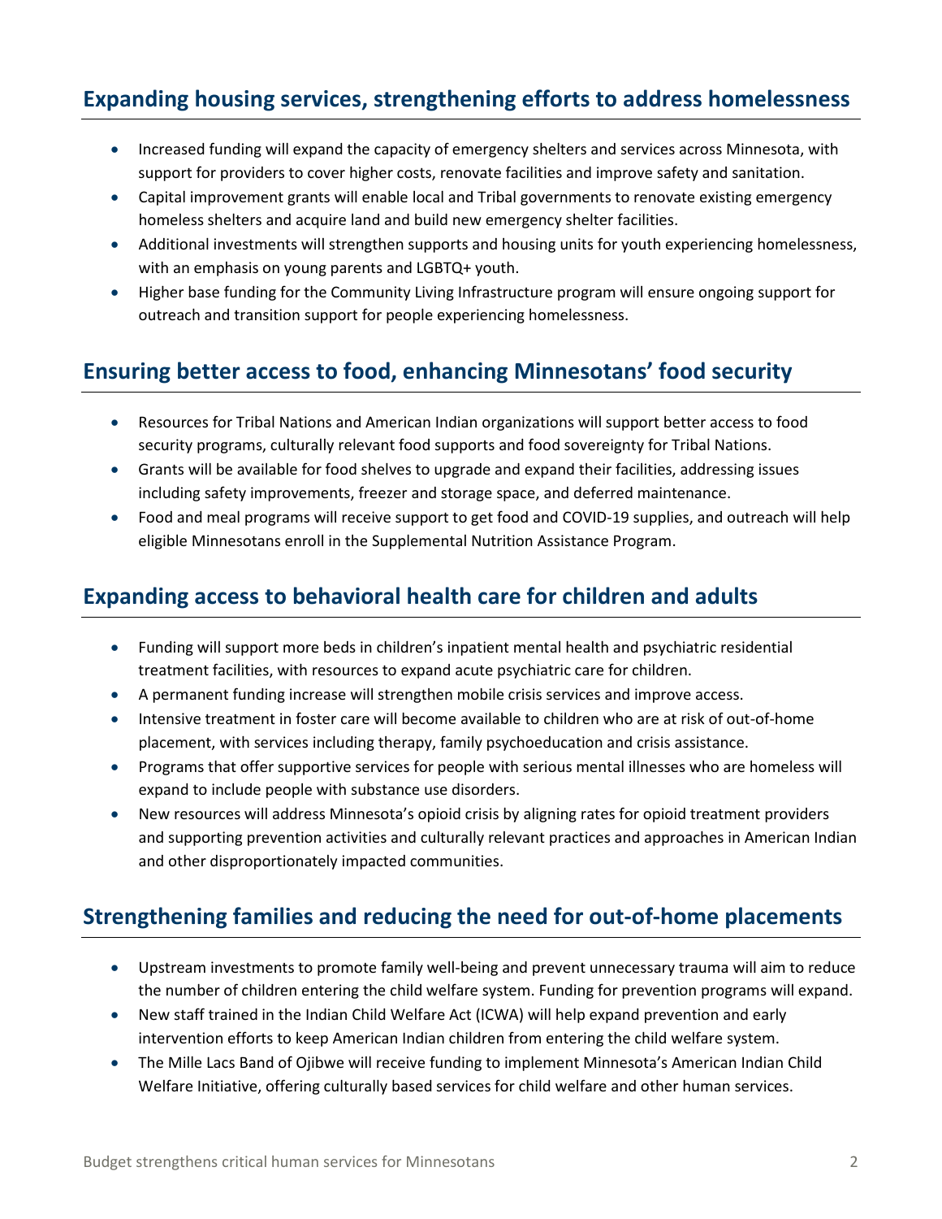## Expanding housing services, strengthening efforts to address homelessness

- Increased funding will expand the capacity of emergency shelters and services across Minnesota, with support for providers to cover higher costs, renovate facilities and improve safety and sanitation.
- Capital improvement grants will enable local and Tribal governments to renovate existing emergency homeless shelters and acquire land and build new emergency shelter facilities.
- Additional investments will strengthen supports and housing units for youth experiencing homelessness, with an emphasis on young parents and LGBTQ+ youth.
- Higher base funding for the Community Living Infrastructure program will ensure ongoing support for outreach and transition support for people experiencing homelessness.

## Ensuring better access to food, enhancing Minnesotans' food security

- Resources for Tribal Nations and American Indian organizations will support better access to food security programs, culturally relevant food supports and food sovereignty for Tribal Nations.
- Grants will be available for food shelves to upgrade and expand their facilities, addressing issues including safety improvements, freezer and storage space, and deferred maintenance.
- Food and meal programs will receive support to get food and COVID-19 supplies, and outreach will help eligible Minnesotans enroll in the Supplemental Nutrition Assistance Program.

## Expanding access to behavioral health care for children and adults

- Funding will support more beds in children's inpatient mental health and psychiatric residential treatment facilities, with resources to expand acute psychiatric care for children.
- A permanent funding increase will strengthen mobile crisis services and improve access.
- Intensive treatment in foster care will become available to children who are at risk of out-of-home placement, with services including therapy, family psychoeducation and crisis assistance.
- Programs that offer supportive services for people with serious mental illnesses who are homeless will expand to include people with substance use disorders.
- New resources will address Minnesota's opioid crisis by aligning rates for opioid treatment providers and supporting prevention activities and culturally relevant practices and approaches in American Indian and other disproportionately impacted communities.

## Strengthening families and reducing the need for out-of-home placements

- Upstream investments to promote family well-being and prevent unnecessary trauma will aim to reduce the number of children entering the child welfare system. Funding for prevention programs will expand.
- New staff trained in the Indian Child Welfare Act (ICWA) will help expand prevention and early intervention efforts to keep American Indian children from entering the child welfare system.
- The Mille Lacs Band of Ojibwe will receive funding to implement Minnesota's American Indian Child Welfare Initiative, offering culturally based services for child welfare and other human services.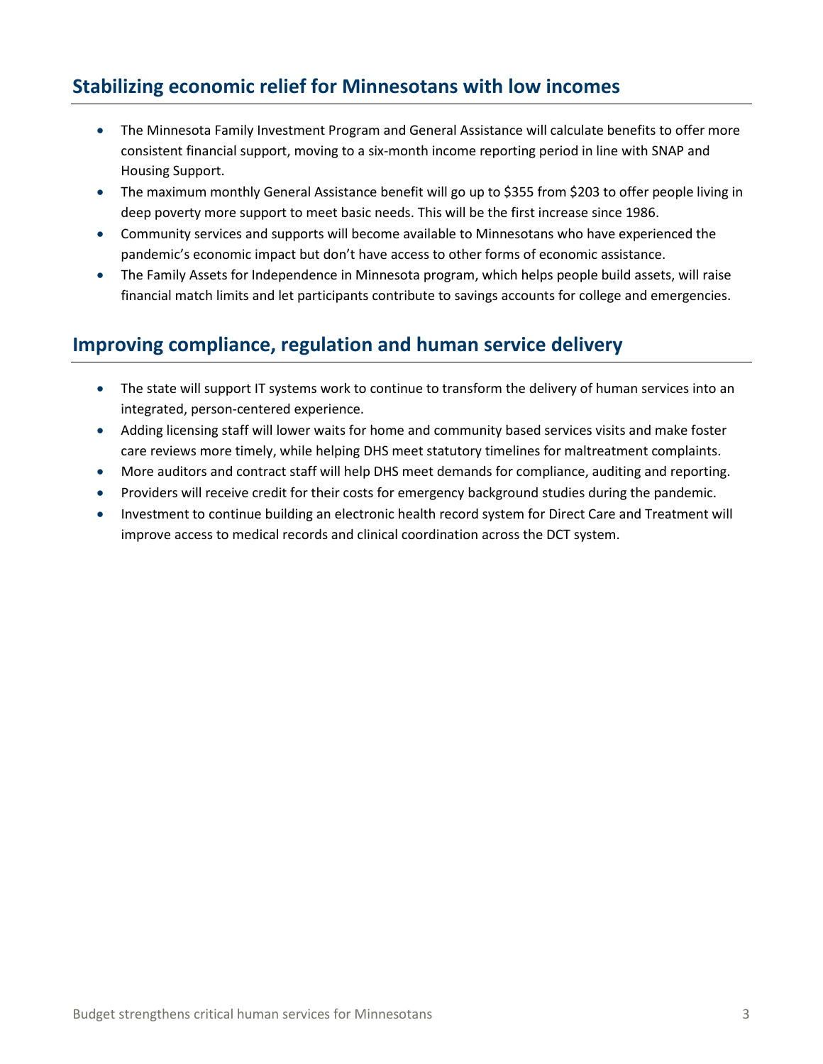## Stabilizing economic relief for Minnesotans with low incomes

- The Minnesota Family Investment Program and General Assistance will calculate benefits to offer more consistent financial support, moving to a six-month income reporting period in line with SNAP and Housing Support.
- The maximum monthly General Assistance benefit will go up to $355 from $203 to offer people living in deep poverty more support to meet basic needs. This will be the first increase since 1986.
- Community services and supports will become available to Minnesotans who have experienced the pandemic's economic impact but don't have access to other forms of economic assistance.
- The Family Assets for Independence in Minnesota program, which helps people build assets, will raise financial match limits and let participants contribute to savings accounts for college and emergencies.

## Improving compliance, regulation and human service delivery

- The state will support IT systems work to continue to transform the delivery of human services into an integrated, person-centered experience.
- Adding licensing staff will lower waits for home and community based services visits and make foster care reviews more timely, while helping DHS meet statutory timelines for maltreatment complaints.
- More auditors and contract staff will help DHS meet demands for compliance, auditing and reporting.
- Providers will receive credit for their costs for emergency background studies during the pandemic.
- Investment to continue building an electronic health record system for Direct Care and Treatment will improve access to medical records and clinical coordination across the DCT system.